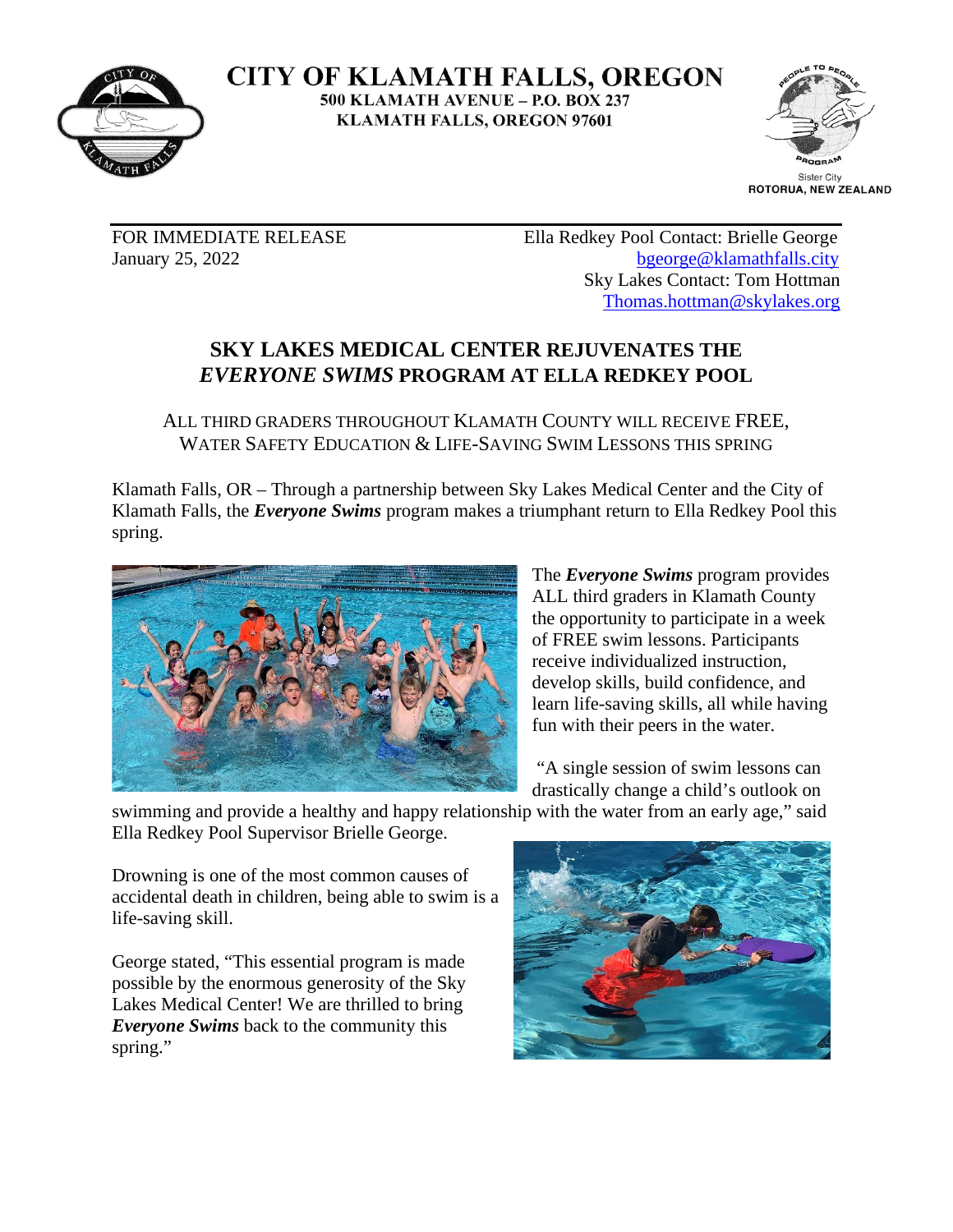# CITY OF KLAMATH FALLS, OREGON

**500 KLAMATH AVENUE – P.O. BOX 237**
**KLAMATH FALLS, OREGON 97601**

Sister City
**ROTORUA, NEW ZEALAND**

---

FOR IMMEDIATE RELEASE
January 25, 2022

Ella Redkey Pool Contact: Brielle George
bgeorge@klamathfalls.city
Sky Lakes Contact: Tom Hottman
Thomas.hottman@skylakes.org

## SKY LAKES MEDICAL CENTER REJUVENATES THE *EVERYONE SWIMS* PROGRAM AT ELLA REDKEY POOL

ALL THIRD GRADERS THROUGHOUT KLAMATH COUNTY WILL RECEIVE FREE, WATER SAFETY EDUCATION & LIFE-SAVING SWIM LESSONS THIS SPRING

Klamath Falls, OR – Through a partnership between Sky Lakes Medical Center and the City of Klamath Falls, the ***Everyone Swims*** program makes a triumphant return to Ella Redkey Pool this spring.

The ***Everyone Swims*** program provides ALL third graders in Klamath County the opportunity to participate in a week of FREE swim lessons. Participants receive individualized instruction, develop skills, build confidence, and learn life-saving skills, all while having fun with their peers in the water.

"A single session of swim lessons can drastically change a child's outlook on swimming and provide a healthy and happy relationship with the water from an early age," said Ella Redkey Pool Supervisor Brielle George.

Drowning is one of the most common causes of accidental death in children, being able to swim is a life-saving skill.

George stated, "This essential program is made possible by the enormous generosity of the Sky Lakes Medical Center! We are thrilled to bring ***Everyone Swims*** back to the community this spring."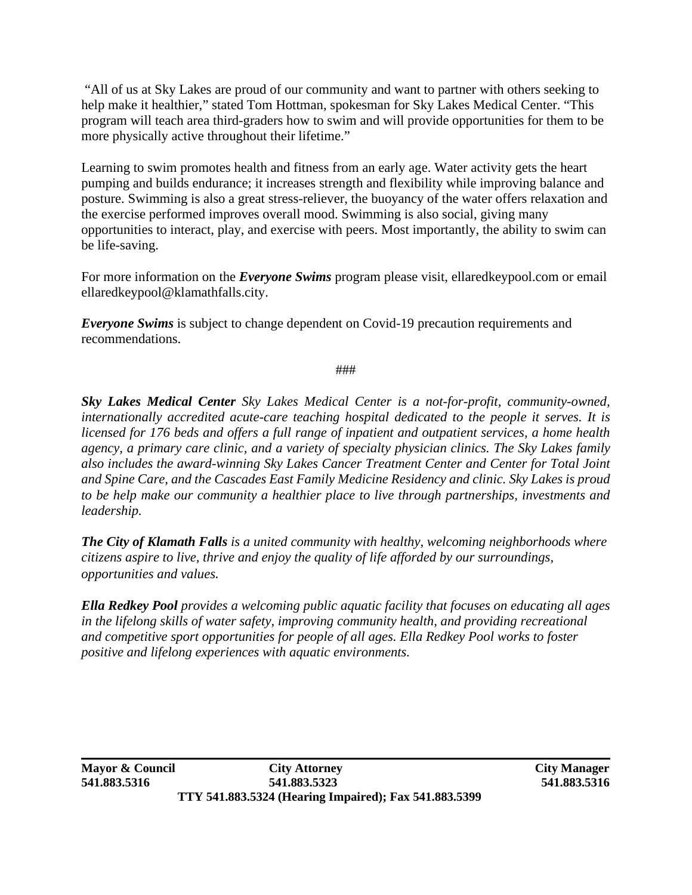"All of us at Sky Lakes are proud of our community and want to partner with others seeking to help make it healthier," stated Tom Hottman, spokesman for Sky Lakes Medical Center. "This program will teach area third-graders how to swim and will provide opportunities for them to be more physically active throughout their lifetime."

Learning to swim promotes health and fitness from an early age. Water activity gets the heart pumping and builds endurance; it increases strength and flexibility while improving balance and posture. Swimming is also a great stress-reliever, the buoyancy of the water offers relaxation and the exercise performed improves overall mood. Swimming is also social, giving many opportunities to interact, play, and exercise with peers. Most importantly, the ability to swim can be life-saving.

For more information on the ***Everyone Swims*** program please visit, ellaredkeypool.com or email ellaredkeypool@klamathfalls.city.

***Everyone Swims*** is subject to change dependent on Covid-19 precaution requirements and recommendations.

###

***Sky Lakes Medical Center*** *Sky Lakes Medical Center is a not-for-profit, community-owned, internationally accredited acute-care teaching hospital dedicated to the people it serves. It is licensed for 176 beds and offers a full range of inpatient and outpatient services, a home health agency, a primary care clinic, and a variety of specialty physician clinics. The Sky Lakes family also includes the award-winning Sky Lakes Cancer Treatment Center and Center for Total Joint and Spine Care, and the Cascades East Family Medicine Residency and clinic. Sky Lakes is proud to be help make our community a healthier place to live through partnerships, investments and leadership.*

***The City of Klamath Falls*** *is a united community with healthy, welcoming neighborhoods where citizens aspire to live, thrive and enjoy the quality of life afforded by our surroundings, opportunities and values.*

***Ella Redkey Pool*** *provides a welcoming public aquatic facility that focuses on educating all ages in the lifelong skills of water safety, improving community health, and providing recreational and competitive sport opportunities for people of all ages. Ella Redkey Pool works to foster positive and lifelong experiences with aquatic environments.*